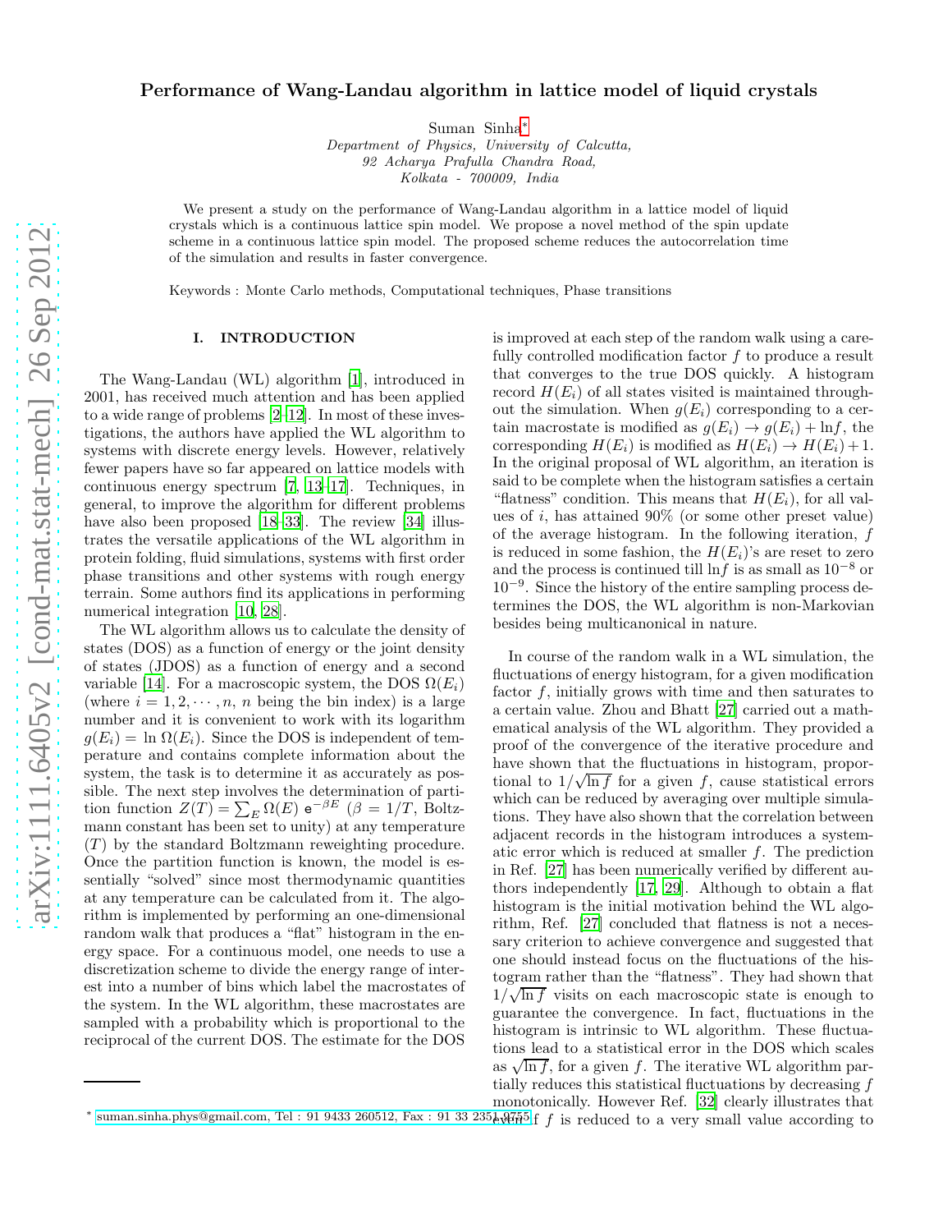# Performance of Wang-Landau algorithm in lattice model of liquid crystals

Suman Sinha*

*Department of Physics, University of Calcutta,*
*92 Acharya Prafulla Chandra Road,*
*Kolkata - 700009, India*

We present a study on the performance of Wang-Landau algorithm in a lattice model of liquid crystals which is a continuous lattice spin model. We propose a novel method of the spin update scheme in a continuous lattice spin model. The proposed scheme reduces the autocorrelation time of the simulation and results in faster convergence.

Keywords : Monte Carlo methods, Computational techniques, Phase transitions

## I. INTRODUCTION

The Wang-Landau (WL) algorithm [1], introduced in 2001, has received much attention and has been applied to a wide range of problems [2–12]. In most of these investigations, the authors have applied the WL algorithm to systems with discrete energy levels. However, relatively fewer papers have so far appeared on lattice models with continuous energy spectrum [7, 13–17]. Techniques, in general, to improve the algorithm for different problems have also been proposed [18–33]. The review [34] illustrates the versatile applications of the WL algorithm in protein folding, fluid simulations, systems with first order phase transitions and other systems with rough energy terrain. Some authors find its applications in performing numerical integration [10, 28].

The WL algorithm allows us to calculate the density of states (DOS) as a function of energy or the joint density of states (JDOS) as a function of energy and a second variable [14]. For a macroscopic system, the DOS $\Omega(E_i)$ (where $i = 1, 2, \cdots, n$, $n$ being the bin index) is a large number and it is convenient to work with its logarithm $g(E_i) = \ln\,\Omega(E_i)$. Since the DOS is independent of temperature and contains complete information about the system, the task is to determine it as accurately as possible. The next step involves the determination of partition function $Z(T) = \sum_E \Omega(E)\, \mathrm{e}^{-\beta E}$ ($\beta = 1/T$, Boltzmann constant has been set to unity) at any temperature ($T$) by the standard Boltzmann reweighting procedure. Once the partition function is known, the model is essentially "solved" since most thermodynamic quantities at any temperature can be calculated from it. The algorithm is implemented by performing an one-dimensional random walk that produces a "flat" histogram in the energy space. For a continuous model, one needs to use a discretization scheme to divide the energy range of interest into a number of bins which label the macrostates of the system. In the WL algorithm, these macrostates are sampled with a probability which is proportional to the reciprocal of the current DOS. The estimate for the DOS is improved at each step of the random walk using a carefully controlled modification factor $f$ to produce a result that converges to the true DOS quickly. A histogram record $H(E_i)$ of all states visited is maintained throughout the simulation. When $g(E_i)$ corresponding to a certain macrostate is modified as $g(E_i) \to g(E_i) + \ln f$, the corresponding $H(E_i)$ is modified as $H(E_i) \to H(E_i) + 1$. In the original proposal of WL algorithm, an iteration is said to be complete when the histogram satisfies a certain "flatness" condition. This means that $H(E_i)$, for all values of $i$, has attained 90% (or some other preset value) of the average histogram. In the following iteration, $f$ is reduced in some fashion, the $H(E_i)$'s are reset to zero and the process is continued till $\ln f$ is as small as $10^{-8}$ or $10^{-9}$. Since the history of the entire sampling process determines the DOS, the WL algorithm is non-Markovian besides being multicanonical in nature.

In course of the random walk in a WL simulation, the fluctuations of energy histogram, for a given modification factor $f$, initially grows with time and then saturates to a certain value. Zhou and Bhatt [27] carried out a mathematical analysis of the WL algorithm. They provided a proof of the convergence of the iterative procedure and have shown that the fluctuations in histogram, proportional to $1/\sqrt{\ln f}$ for a given $f$, cause statistical errors which can be reduced by averaging over multiple simulations. They have also shown that the correlation between adjacent records in the histogram introduces a systematic error which is reduced at smaller $f$. The prediction in Ref. [27] has been numerically verified by different authors independently [17, 29]. Although to obtain a flat histogram is the initial motivation behind the WL algorithm, Ref. [27] concluded that flatness is not a necessary criterion to achieve convergence and suggested that one should instead focus on the fluctuations of the histogram rather than the "flatness". They had shown that $1/\sqrt{\ln f}$ visits on each macroscopic state is enough to guarantee the convergence. In fact, fluctuations in the histogram is intrinsic to WL algorithm. These fluctuations lead to a statistical error in the DOS which scales as $\sqrt{\ln f}$, for a given $f$. The iterative WL algorithm partially reduces this statistical fluctuations by decreasing $f$ monotonically. However Ref. [32] clearly illustrates that even if $f$ is reduced to a very small value according to

---

* suman.sinha.phys@gmail.com, Tel : 91 9433 260512, Fax : 91 33 2351 9755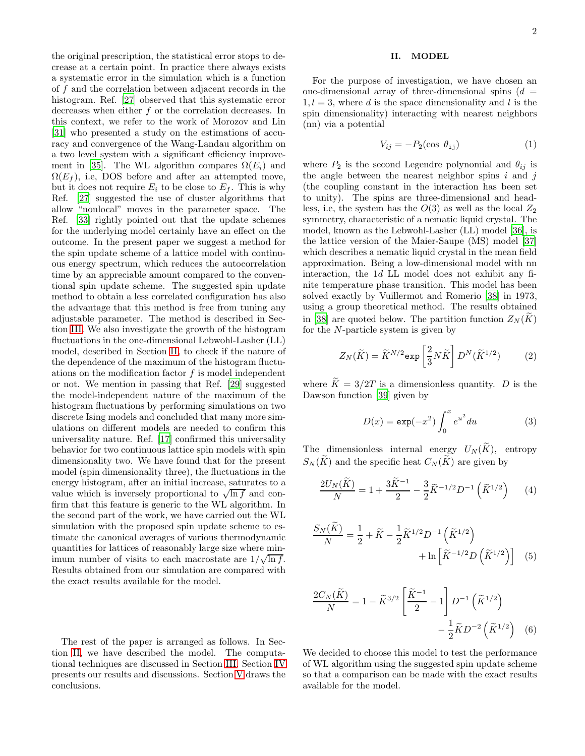the original prescription, the statistical error stops to decrease at a certain point. In practice there always exists a systematic error in the simulation which is a function of $f$ and the correlation between adjacent records in the histogram. Ref. [27] observed that this systematic error decreases when either $f$ or the correlation decreases. In this context, we refer to the work of Morozov and Lin [31] who presented a study on the estimations of accuracy and convergence of the Wang-Landau algorithm on a two level system with a significant efficiency improvement in [35]. The WL algorithm compares $\Omega(E_i)$ and $\Omega(E_f)$, i.e, DOS before and after an attempted move, but it does not require $E_i$ to be close to $E_f$. This is why Ref. [27] suggested the use of cluster algorithms that allow "nonlocal" moves in the parameter space. The Ref. [33] rightly pointed out that the update schemes for the underlying model certainly have an effect on the outcome. In the present paper we suggest a method for the spin update scheme of a lattice model with continuous energy spectrum, which reduces the autocorrelation time by an appreciable amount compared to the conventional spin update scheme. The suggested spin update method to obtain a less correlated configuration has also the advantage that this method is free from tuning any adjustable parameter. The method is described in Section III. We also investigate the growth of the histogram fluctuations in the one-dimensional Lebwohl-Lasher (LL) model, described in Section II, to check if the nature of the dependence of the maximum of the histogram fluctuations on the modification factor $f$ is model independent or not. We mention in passing that Ref. [29] suggested the model-independent nature of the maximum of the histogram fluctuations by performing simulations on two discrete Ising models and concluded that many more simulations on different models are needed to confirm this universality nature. Ref. [17] confirmed this universality behavior for two continuous lattice spin models with spin dimensionality two. We have found that for the present model (spin dimensionality three), the fluctuations in the energy histogram, after an initial increase, saturates to a value which is inversely proportional to $\sqrt{\ln f}$ and confirm that this feature is generic to the WL algorithm. In the second part of the work, we have carried out the WL simulation with the proposed spin update scheme to estimate the canonical averages of various thermodynamic quantities for lattices of reasonably large size where minimum number of visits to each macrostate are $1/\sqrt{\ln f}$. Results obtained from our simulation are compared with the exact results available for the model.

The rest of the paper is arranged as follows. In Section II, we have described the model. The computational techniques are discussed in Section III. Section IV presents our results and discussions. Section V draws the conclusions.

## II. MODEL

For the purpose of investigation, we have chosen an one-dimensional array of three-dimensional spins ($d = 1, l = 3$, where $d$ is the space dimensionality and $l$ is the spin dimensionality) interacting with nearest neighbors (nn) via a potential

$$V_{ij} = -P_2(\cos\,\theta_{ij}) \tag{1}$$

where $P_2$ is the second Legendre polynomial and $\theta_{ij}$ is the angle between the nearest neighbor spins $i$ and $j$ (the coupling constant in the interaction has been set to unity). The spins are three-dimensional and headless, i.e, the system has the $O(3)$ as well as the local $Z_2$ symmetry, characteristic of a nematic liquid crystal. The model, known as the Lebwohl-Lasher (LL) model [36], is the lattice version of the Maier-Saupe (MS) model [37] which describes a nematic liquid crystal in the mean field approximation. Being a low-dimensional model with nn interaction, the $1d$ LL model does not exhibit any finite temperature phase transition. This model has been solved exactly by Vuillermot and Romerio [38] in 1973, using a group theoretical method. The results obtained in [38] are quoted below. The partition function $Z_N(\widetilde{K})$ for the $N$-particle system is given by

$$Z_N(\widetilde{K}) = \widetilde{K}^{N/2}\exp\left[\frac{2}{3}N\widetilde{K}\right]D^N(\widetilde{K}^{1/2}) \tag{2}$$

where $\widetilde{K} = 3/2T$ is a dimensionless quantity. $D$ is the Dawson function [39] given by

$$D(x) = \exp(-x^2)\int_0^x e^{u^2}du \tag{3}$$

The dimensionless internal energy $U_N(\widetilde{K})$, entropy $S_N(\widetilde{K})$ and the specific heat $C_N(\widetilde{K})$ are given by

$$\frac{2U_N(\widetilde{K})}{N} = 1 + \frac{3\widetilde{K}^{-1}}{2} - \frac{3}{2}\widetilde{K}^{-1/2}D^{-1}\left(\widetilde{K}^{1/2}\right) \tag{4}$$

$$\frac{S_N(\widetilde{K})}{N} = \frac{1}{2} + \widetilde{K} - \frac{1}{2}\widetilde{K}^{1/2}D^{-1}\left(\widetilde{K}^{1/2}\right) + \ln\left[\widetilde{K}^{-1/2}D\left(\widetilde{K}^{1/2}\right)\right] \tag{5}$$

$$\frac{2C_N(\widetilde{K})}{N} = 1 - \widetilde{K}^{3/2}\left[\frac{\widetilde{K}^{-1}}{2} - 1\right]D^{-1}\left(\widetilde{K}^{1/2}\right) - \frac{1}{2}\widetilde{K}D^{-2}\left(\widetilde{K}^{1/2}\right) \tag{6}$$

We decided to choose this model to test the performance of WL algorithm using the suggested spin update scheme so that a comparison can be made with the exact results available for the model.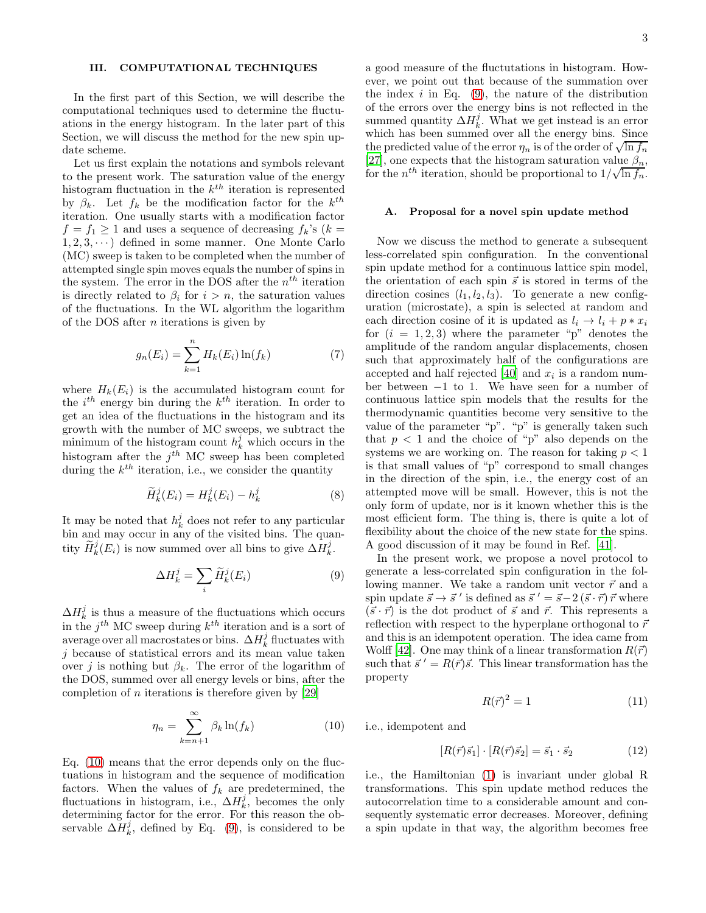## III. COMPUTATIONAL TECHNIQUES

In the first part of this Section, we will describe the computational techniques used to determine the fluctuations in the energy histogram. In the later part of this Section, we will discuss the method for the new spin update scheme.

Let us first explain the notations and symbols relevant to the present work. The saturation value of the energy histogram fluctuation in the $k^{th}$ iteration is represented by $\beta_k$. Let $f_k$ be the modification factor for the $k^{th}$ iteration. One usually starts with a modification factor $f = f_1 \geq 1$ and uses a sequence of decreasing $f_k$'s ($k = 1, 2, 3, \cdots$) defined in some manner. One Monte Carlo (MC) sweep is taken to be completed when the number of attempted single spin moves equals the number of spins in the system. The error in the DOS after the $n^{th}$ iteration is directly related to $\beta_i$ for $i > n$, the saturation values of the fluctuations. In the WL algorithm the logarithm of the DOS after $n$ iterations is given by

$$g_n(E_i) = \sum_{k=1}^{n} H_k(E_i) \ln(f_k) \tag{7}$$

where $H_k(E_i)$ is the accumulated histogram count for the $i^{th}$ energy bin during the $k^{th}$ iteration. In order to get an idea of the fluctuations in the histogram and its growth with the number of MC sweeps, we subtract the minimum of the histogram count $h_k^j$ which occurs in the histogram after the $j^{th}$ MC sweep has been completed during the $k^{th}$ iteration, i.e., we consider the quantity

$$\widetilde{H}_k^j(E_i) = H_k^j(E_i) - h_k^j \tag{8}$$

It may be noted that $h_k^j$ does not refer to any particular bin and may occur in any of the visited bins. The quantity $\widetilde{H}_k^j(E_i)$ is now summed over all bins to give $\Delta H_k^j$.

$$\Delta H_k^j = \sum_i \widetilde{H}_k^j(E_i) \tag{9}$$

$\Delta H_k^j$ is thus a measure of the fluctuations which occurs in the $j^{th}$ MC sweep during $k^{th}$ iteration and is a sort of average over all macrostates or bins. $\Delta H_k^j$ fluctuates with $j$ because of statistical errors and its mean value taken over $j$ is nothing but $\beta_k$. The error of the logarithm of the DOS, summed over all energy levels or bins, after the completion of $n$ iterations is therefore given by [29]

$$\eta_n = \sum_{k=n+1}^{\infty} \beta_k \ln(f_k) \tag{10}$$

Eq. (10) means that the error depends only on the fluctuations in histogram and the sequence of modification factors. When the values of $f_k$ are predetermined, the fluctuations in histogram, i.e., $\Delta H_k^j$, becomes the only determining factor for the error. For this reason the observable $\Delta H_k^j$, defined by Eq. (9), is considered to be a good measure of the fluctutations in histogram. However, we point out that because of the summation over the index $i$ in Eq. (9), the nature of the distribution of the errors over the energy bins is not reflected in the summed quantity $\Delta H_k^j$. What we get instead is an error which has been summed over all the energy bins. Since the predicted value of the error $\eta_n$ is of the order of $\sqrt{\ln f_n}$ [27], one expects that the histogram saturation value $\beta_n$, for the $n^{th}$ iteration, should be proportional to $1/\sqrt{\ln f_n}$.

### A. Proposal for a novel spin update method

Now we discuss the method to generate a subsequent less-correlated spin configuration. In the conventional spin update method for a continuous lattice spin model, the orientation of each spin $\vec{s}$ is stored in terms of the direction cosines $(l_1, l_2, l_3)$. To generate a new configuration (microstate), a spin is selected at random and each direction cosine of it is updated as $l_i \rightarrow l_i + p * x_i$ for $(i = 1, 2, 3)$ where the parameter "p" denotes the amplitude of the random angular displacements, chosen such that approximately half of the configurations are accepted and half rejected [40] and $x_i$ is a random number between $-1$ to 1. We have seen for a number of continuous lattice spin models that the results for the thermodynamic quantities become very sensitive to the value of the parameter "p". "p" is generally taken such that $p < 1$ and the choice of "p" also depends on the systems we are working on. The reason for taking $p < 1$ is that small values of "p" correspond to small changes in the direction of the spin, i.e., the energy cost of an attempted move will be small. However, this is not the only form of update, nor is it known whether this is the most efficient form. The thing is, there is quite a lot of flexibility about the choice of the new state for the spins. A good discussion of it may be found in Ref. [41].

In the present work, we propose a novel protocol to generate a less-correlated spin configuration in the following manner. We take a random unit vector $\vec{r}$ and a spin update $\vec{s} \rightarrow \vec{s}\,'$ is defined as $\vec{s}\,' = \vec{s} - 2\,(\vec{s} \cdot \vec{r})\,\vec{r}$ where $(\vec{s} \cdot \vec{r})$ is the dot product of $\vec{s}$ and $\vec{r}$. This represents a reflection with respect to the hyperplane orthogonal to $\vec{r}$ and this is an idempotent operation. The idea came from Wolff [42]. One may think of a linear transformation $R(\vec{r})$ such that $\vec{s}\,' = R(\vec{r})\vec{s}$. This linear transformation has the property

$$R(\vec{r})^2 = 1 \tag{11}$$

i.e., idempotent and

$$[R(\vec{r})\vec{s}_1] \cdot [R(\vec{r})\vec{s}_2] = \vec{s}_1 \cdot \vec{s}_2 \tag{12}$$

i.e., the Hamiltonian (1) is invariant under global R transformations. This spin update method reduces the autocorrelation time to a considerable amount and consequently systematic error decreases. Moreover, defining a spin update in that way, the algorithm becomes free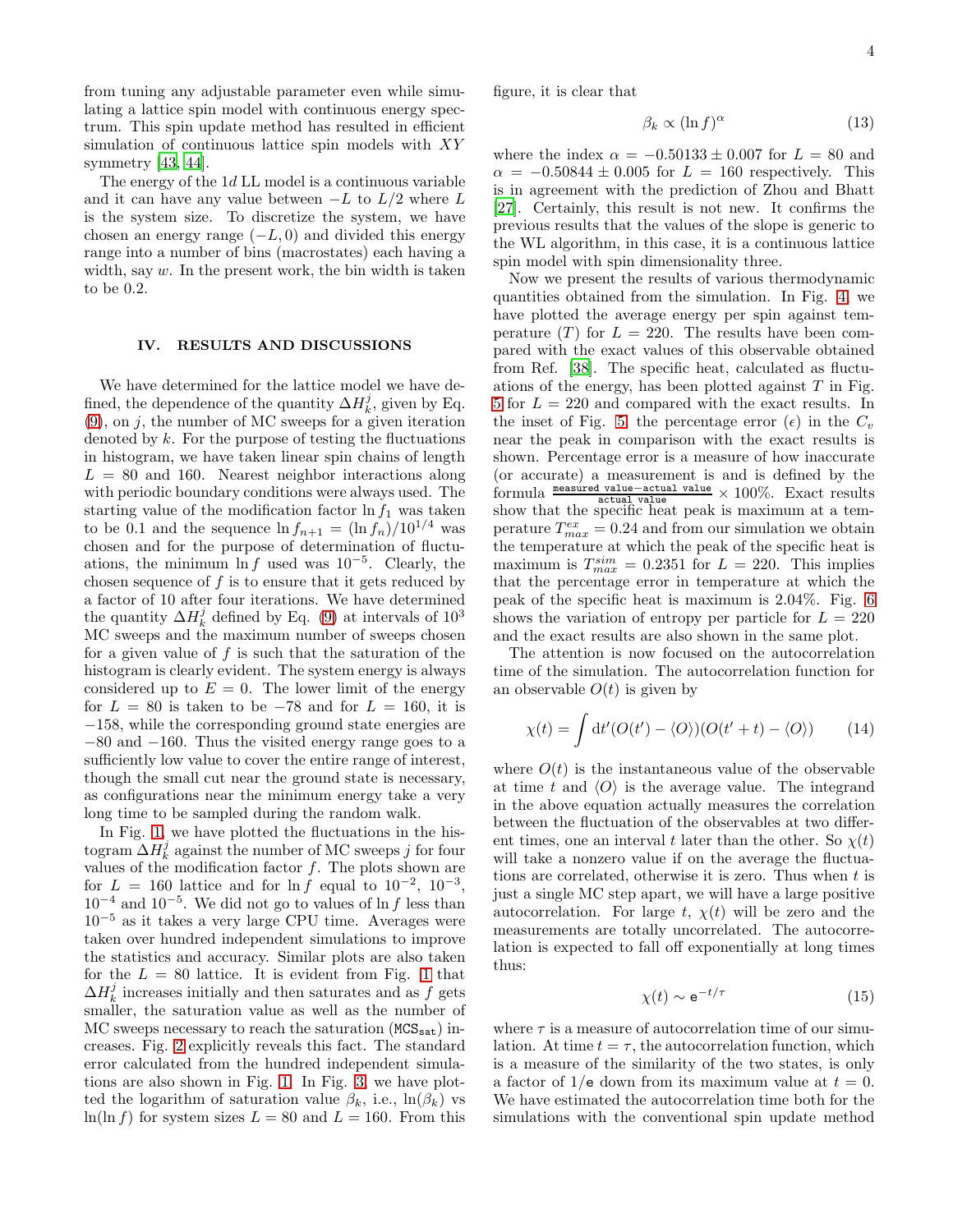from tuning any adjustable parameter even while simulating a lattice spin model with continuous energy spectrum. This spin update method has resulted in efficient simulation of continuous lattice spin models with $XY$ symmetry [43, 44].

The energy of the 1$d$ LL model is a continuous variable and it can have any value between $-L$ to $L/2$ where $L$ is the system size. To discretize the system, we have chosen an energy range $(-L, 0)$ and divided this energy range into a number of bins (macrostates) each having a width, say $w$. In the present work, the bin width is taken to be 0.2.

## IV. RESULTS AND DISCUSSIONS

We have determined for the lattice model we have defined, the dependence of the quantity $\Delta H_k^j$, given by Eq. (9), on $j$, the number of MC sweeps for a given iteration denoted by $k$. For the purpose of testing the fluctuations in histogram, we have taken linear spin chains of length $L = 80$ and 160. Nearest neighbor interactions along with periodic boundary conditions were always used. The starting value of the modification factor $\ln f_1$ was taken to be 0.1 and the sequence $\ln f_{n+1} = (\ln f_n)/10^{1/4}$ was chosen and for the purpose of determination of fluctuations, the minimum $\ln f$ used was $10^{-5}$. Clearly, the chosen sequence of $f$ is to ensure that it gets reduced by a factor of 10 after four iterations. We have determined the quantity $\Delta H_k^j$ defined by Eq. (9) at intervals of $10^3$ MC sweeps and the maximum number of sweeps chosen for a given value of $f$ is such that the saturation of the histogram is clearly evident. The system energy is always considered up to $E = 0$. The lower limit of the energy for $L = 80$ is taken to be $-78$ and for $L = 160$, it is $-158$, while the corresponding ground state energies are $-80$ and $-160$. Thus the visited energy range goes to a sufficiently low value to cover the entire range of interest, though the small cut near the ground state is necessary, as configurations near the minimum energy take a very long time to be sampled during the random walk.

In Fig. 1, we have plotted the fluctuations in the histogram $\Delta H_k^j$ against the number of MC sweeps $j$ for four values of the modification factor $f$. The plots shown are for $L = 160$ lattice and for $\ln f$ equal to $10^{-2}$, $10^{-3}$, $10^{-4}$ and $10^{-5}$. We did not go to values of $\ln f$ less than $10^{-5}$ as it takes a very large CPU time. Averages were taken over hundred independent simulations to improve the statistics and accuracy. Similar plots are also taken for the $L = 80$ lattice. It is evident from Fig. 1 that $\Delta H_k^j$ increases initially and then saturates and as $f$ gets smaller, the saturation value as well as the number of MC sweeps necessary to reach the saturation ($\mathtt{MCS_{sat}}$) increases. Fig. 2 explicitly reveals this fact. The standard error calculated from the hundred independent simulations are also shown in Fig. 1. In Fig. 3, we have plotted the logarithm of saturation value $\beta_k$, i.e., $\ln(\beta_k)$ vs $\ln(\ln f)$ for system sizes $L = 80$ and $L = 160$. From this figure, it is clear that

$$\beta_k \propto (\ln f)^{\alpha} \tag{13}$$

where the index $\alpha = -0.50133 \pm 0.007$ for $L = 80$ and $\alpha = -0.50844 \pm 0.005$ for $L = 160$ respectively. This is in agreement with the prediction of Zhou and Bhatt [27]. Certainly, this result is not new. It confirms the previous results that the values of the slope is generic to the WL algorithm, in this case, it is a continuous lattice spin model with spin dimensionality three.

Now we present the results of various thermodynamic quantities obtained from the simulation. In Fig. 4 we have plotted the average energy per spin against temperature ($T$) for $L = 220$. The results have been compared with the exact values of this observable obtained from Ref. [38]. The specific heat, calculated as fluctuations of the energy, has been plotted against $T$ in Fig. 5 for $L = 220$ and compared with the exact results. In the inset of Fig. 5, the percentage error ($\epsilon$) in the $C_v$ near the peak in comparison with the exact results is shown. Percentage error is a measure of how inaccurate (or accurate) a measurement is and is defined by the formula $\frac{\text{measured value}-\text{actual value}}{\text{actual value}} \times 100\%$. Exact results show that the specific heat peak is maximum at a temperature $T_{max}^{ex} = 0.24$ and from our simulation we obtain the temperature at which the peak of the specific heat is maximum is $T_{max}^{sim} = 0.2351$ for $L = 220$. This implies that the percentage error in temperature at which the peak of the specific heat is maximum is 2.04%. Fig. 6 shows the variation of entropy per particle for $L = 220$ and the exact results are also shown in the same plot.

The attention is now focused on the autocorrelation time of the simulation. The autocorrelation function for an observable $O(t)$ is given by

$$\chi(t) = \int \mathrm{d}t'(O(t') - \langle O\rangle)(O(t'+t) - \langle O\rangle) \tag{14}$$

where $O(t)$ is the instantaneous value of the observable at time $t$ and $\langle O\rangle$ is the average value. The integrand in the above equation actually measures the correlation between the fluctuation of the observables at two different times, one an interval $t$ later than the other. So $\chi(t)$ will take a nonzero value if on the average the fluctuations are correlated, otherwise it is zero. Thus when $t$ is just a single MC step apart, we will have a large positive autocorrelation. For large $t$, $\chi(t)$ will be zero and the measurements are totally uncorrelated. The autocorrelation is expected to fall off exponentially at long times thus:

$$\chi(t) \sim \mathrm{e}^{-t/\tau} \tag{15}$$

where $\tau$ is a measure of autocorrelation time of our simulation. At time $t = \tau$, the autocorrelation function, which is a measure of the similarity of the two states, is only a factor of $1/\mathrm{e}$ down from its maximum value at $t = 0$. We have estimated the autocorrelation time both for the simulations with the conventional spin update method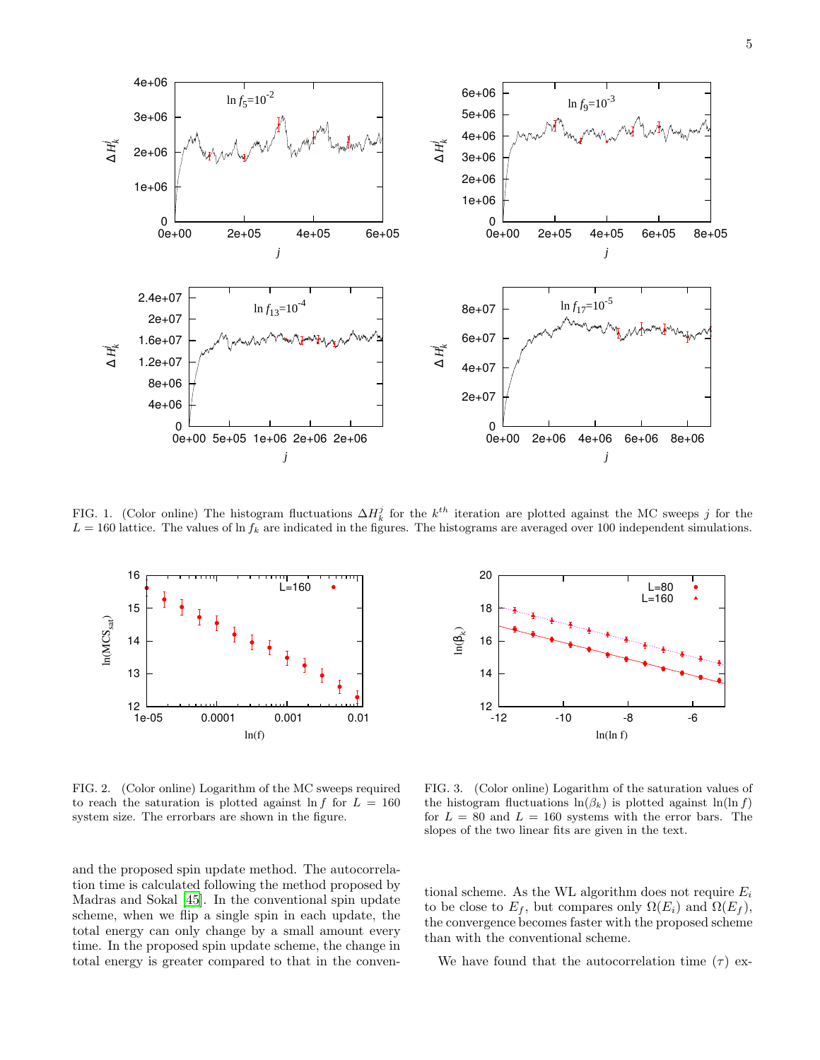FIG. 1. (Color online) The histogram fluctuations $\Delta H_k^j$ for the $k^{th}$ iteration are plotted against the MC sweeps $j$ for the $L = 160$ lattice. The values of $\ln f_k$ are indicated in the figures. The histograms are averaged over 100 independent simulations.

FIG. 2. (Color online) Logarithm of the MC sweeps required to reach the saturation is plotted against $\ln f$ for $L = 160$ system size. The errorbars are shown in the figure.

FIG. 3. (Color online) Logarithm of the saturation values of the histogram fluctuations $\ln(\beta_k)$ is plotted against $\ln(\ln f)$ for $L = 80$ and $L = 160$ systems with the error bars. The slopes of the two linear fits are given in the text.

and the proposed spin update method. The autocorrelation time is calculated following the method proposed by Madras and Sokal [45]. In the conventional spin update scheme, when we flip a single spin in each update, the total energy can only change by a small amount every time. In the proposed spin update scheme, the change in total energy is greater compared to that in the conventional scheme. As the WL algorithm does not require $E_i$ to be close to $E_f$, but compares only $\Omega(E_i)$ and $\Omega(E_f)$, the convergence becomes faster with the proposed scheme than with the conventional scheme.

We have found that the autocorrelation time ($\tau$) ex-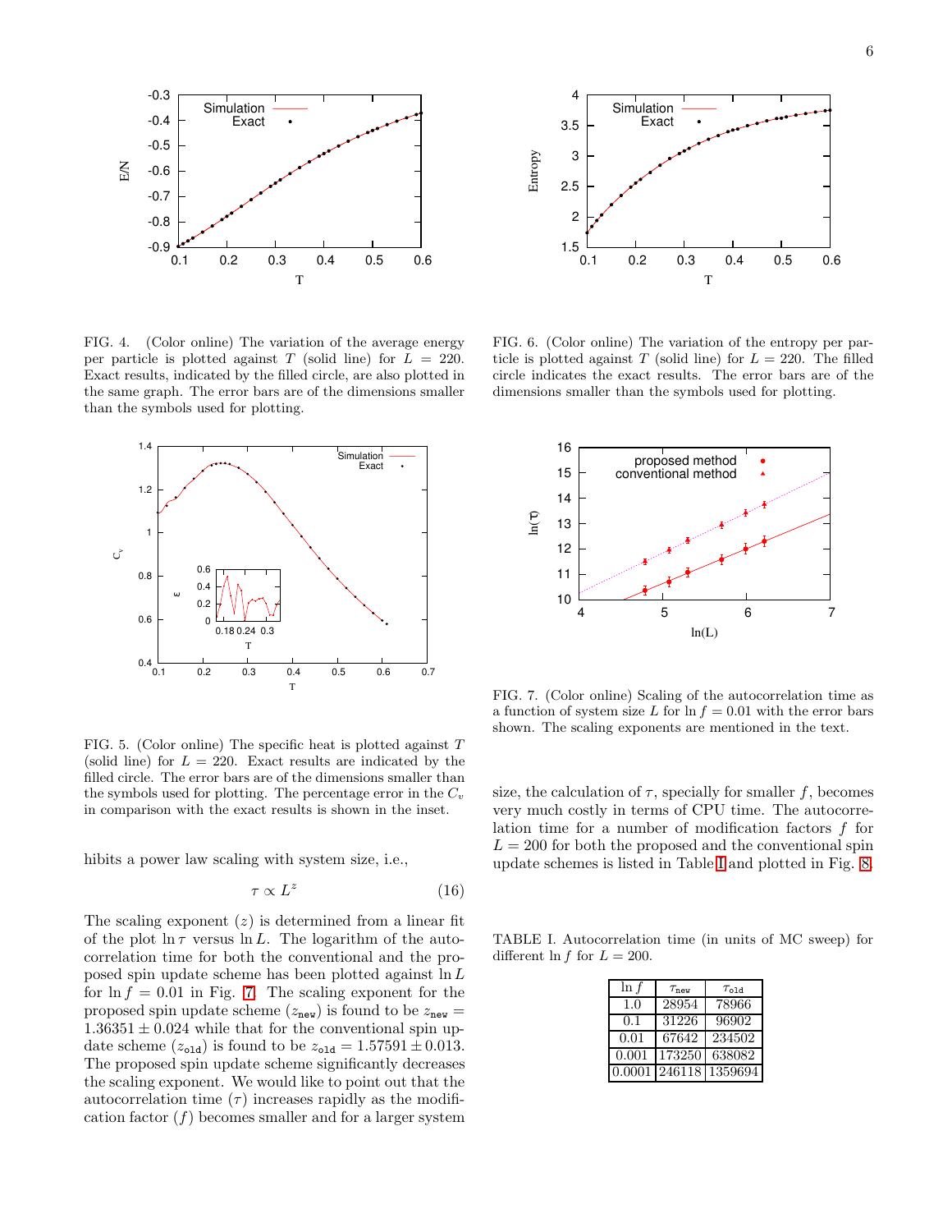FIG. 4. (Color online) The variation of the average energy per particle is plotted against $T$ (solid line) for $L = 220$. Exact results, indicated by the filled circle, are also plotted in the same graph. The error bars are of the dimensions smaller than the symbols used for plotting.

FIG. 6. (Color online) The variation of the entropy per particle is plotted against $T$ (solid line) for $L = 220$. The filled circle indicates the exact results. The error bars are of the dimensions smaller than the symbols used for plotting.

FIG. 5. (Color online) The specific heat is plotted against $T$ (solid line) for $L = 220$. Exact results are indicated by the filled circle. The error bars are of the dimensions smaller than the symbols used for plotting. The percentage error in the $C_v$ in comparison with the exact results is shown in the inset.

FIG. 7. (Color online) Scaling of the autocorrelation time as a function of system size $L$ for $\ln f = 0.01$ with the error bars shown. The scaling exponents are mentioned in the text.

hibits a power law scaling with system size, i.e.,

$$\tau \propto L^z \tag{16}$$

The scaling exponent ($z$) is determined from a linear fit of the plot $\ln \tau$ versus $\ln L$. The logarithm of the autocorrelation time for both the conventional and the proposed spin update scheme has been plotted against $\ln L$ for $\ln f = 0.01$ in Fig. 7. The scaling exponent for the proposed spin update scheme ($z_{\tt new}$) is found to be $z_{\tt new} = 1.36351 \pm 0.024$ while that for the conventional spin update scheme ($z_{\tt old}$) is found to be $z_{\tt old} = 1.57591 \pm 0.013$. The proposed spin update scheme significantly decreases the scaling exponent. We would like to point out that the autocorrelation time ($\tau$) increases rapidly as the modification factor ($f$) becomes smaller and for a larger system size, the calculation of $\tau$, specially for smaller $f$, becomes very much costly in terms of CPU time. The autocorrelation time for a number of modification factors $f$ for $L = 200$ for both the proposed and the conventional spin update schemes is listed in Table I and plotted in Fig. 8.

TABLE I. Autocorrelation time (in units of MC sweep) for different $\ln f$ for $L = 200$.

| $\ln f$ | $\tau_{\tt new}$ | $\tau_{\tt old}$ |
|---|---|---|
| 1.0 | 28954 | 78966 |
| 0.1 | 31226 | 96902 |
| 0.01 | 67642 | 234502 |
| 0.001 | 173250 | 638082 |
| 0.0001 | 246118 | 1359694 |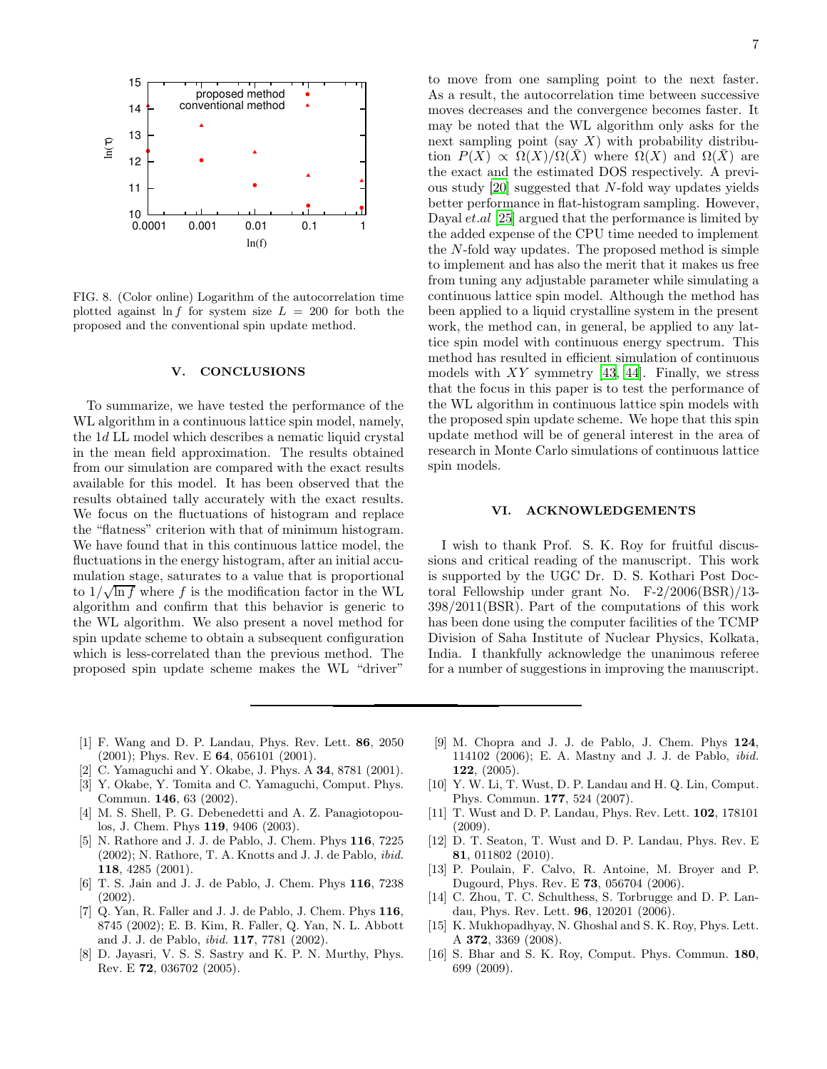FIG. 8. (Color online) Logarithm of the autocorrelation time plotted against $\ln f$ for system size $L = 200$ for both the proposed and the conventional spin update method.

## V. CONCLUSIONS

To summarize, we have tested the performance of the WL algorithm in a continuous lattice spin model, namely, the $1d$ LL model which describes a nematic liquid crystal in the mean field approximation. The results obtained from our simulation are compared with the exact results available for this model. It has been observed that the results obtained tally accurately with the exact results. We focus on the fluctuations of histogram and replace the "flatness" criterion with that of minimum histogram. We have found that in this continuous lattice model, the fluctuations in the energy histogram, after an initial accumulation stage, saturates to a value that is proportional to $1/\sqrt{\ln f}$ where $f$ is the modification factor in the WL algorithm and confirm that this behavior is generic to the WL algorithm. We also present a novel method for spin update scheme to obtain a subsequent configuration which is less-correlated than the previous method. The proposed spin update scheme makes the WL "driver" to move from one sampling point to the next faster. As a result, the autocorrelation time between successive moves decreases and the convergence becomes faster. It may be noted that the WL algorithm only asks for the next sampling point (say $X$) with probability distribution $P(X) \propto \Omega(X)/\Omega(\bar{X})$ where $\Omega(X)$ and $\Omega(\bar{X})$ are the exact and the estimated DOS respectively. A previous study [20] suggested that $N$-fold way updates yields better performance in flat-histogram sampling. However, Dayal *et.al* [25] argued that the performance is limited by the added expense of the CPU time needed to implement the $N$-fold way updates. The proposed method is simple to implement and has also the merit that it makes us free from tuning any adjustable parameter while simulating a continuous lattice spin model. Although the method has been applied to a liquid crystalline system in the present work, the method can, in general, be applied to any lattice spin model with continuous energy spectrum. This method has resulted in efficient simulation of continuous models with $XY$ symmetry [43, 44]. Finally, we stress that the focus in this paper is to test the performance of the WL algorithm in continuous lattice spin models with the proposed spin update scheme. We hope that this spin update method will be of general interest in the area of research in Monte Carlo simulations of continuous lattice spin models.

## VI. ACKNOWLEDGEMENTS

I wish to thank Prof. S. K. Roy for fruitful discussions and critical reading of the manuscript. This work is supported by the UGC Dr. D. S. Kothari Post Doctoral Fellowship under grant No. F-2/2006(BSR)/13-398/2011(BSR). Part of the computations of this work has been done using the computer facilities of the TCMP Division of Saha Institute of Nuclear Physics, Kolkata, India. I thankfully acknowledge the unanimous referee for a number of suggestions in improving the manuscript.

---

[1] F. Wang and D. P. Landau, Phys. Rev. Lett. **86**, 2050 (2001); Phys. Rev. E **64**, 056101 (2001).

[2] C. Yamaguchi and Y. Okabe, J. Phys. A **34**, 8781 (2001).

[3] Y. Okabe, Y. Tomita and C. Yamaguchi, Comput. Phys. Commun. **146**, 63 (2002).

[4] M. S. Shell, P. G. Debenedetti and A. Z. Panagiotopoulos, J. Chem. Phys **119**, 9406 (2003).

[5] N. Rathore and J. J. de Pablo, J. Chem. Phys **116**, 7225 (2002); N. Rathore, T. A. Knotts and J. J. de Pablo, *ibid.* **118**, 4285 (2001).

[6] T. S. Jain and J. J. de Pablo, J. Chem. Phys **116**, 7238 (2002).

[7] Q. Yan, R. Faller and J. J. de Pablo, J. Chem. Phys **116**, 8745 (2002); E. B. Kim, R. Faller, Q. Yan, N. L. Abbott and J. J. de Pablo, *ibid.* **117**, 7781 (2002).

[8] D. Jayasri, V. S. S. Sastry and K. P. N. Murthy, Phys. Rev. E **72**, 036702 (2005).

[9] M. Chopra and J. J. de Pablo, J. Chem. Phys **124**, 114102 (2006); E. A. Mastny and J. J. de Pablo, *ibid.* **122**, (2005).

[10] Y. W. Li, T. Wust, D. P. Landau and H. Q. Lin, Comput. Phys. Commun. **177**, 524 (2007).

[11] T. Wust and D. P. Landau, Phys. Rev. Lett. **102**, 178101 (2009).

[12] D. T. Seaton, T. Wust and D. P. Landau, Phys. Rev. E **81**, 011802 (2010).

[13] P. Poulain, F. Calvo, R. Antoine, M. Broyer and P. Dugourd, Phys. Rev. E **73**, 056704 (2006).

[14] C. Zhou, T. C. Schulthess, S. Torbrugge and D. P. Landau, Phys. Rev. Lett. **96**, 120201 (2006).

[15] K. Mukhopadhyay, N. Ghoshal and S. K. Roy, Phys. Lett. A **372**, 3369 (2008).

[16] S. Bhar and S. K. Roy, Comput. Phys. Commun. **180**, 699 (2009).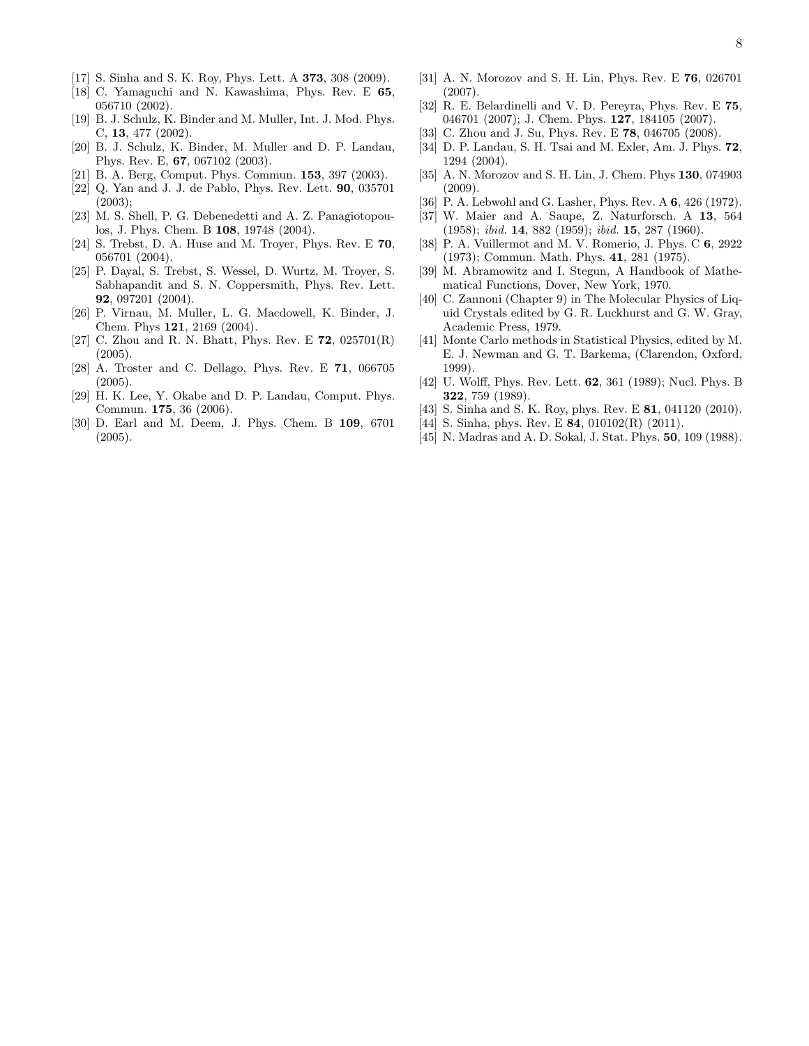[17] S. Sinha and S. K. Roy, Phys. Lett. A **373**, 308 (2009).

[18] C. Yamaguchi and N. Kawashima, Phys. Rev. E **65**, 056710 (2002).

[19] B. J. Schulz, K. Binder and M. Muller, Int. J. Mod. Phys. C, **13**, 477 (2002).

[20] B. J. Schulz, K. Binder, M. Muller and D. P. Landau, Phys. Rev. E, **67**, 067102 (2003).

[21] B. A. Berg, Comput. Phys. Commun. **153**, 397 (2003).

[22] Q. Yan and J. J. de Pablo, Phys. Rev. Lett. **90**, 035701 (2003);

[23] M. S. Shell, P. G. Debenedetti and A. Z. Panagiotopoulos, J. Phys. Chem. B **108**, 19748 (2004).

[24] S. Trebst, D. A. Huse and M. Troyer, Phys. Rev. E **70**, 056701 (2004).

[25] P. Dayal, S. Trebst, S. Wessel, D. Wurtz, M. Troyer, S. Sabhapandit and S. N. Coppersmith, Phys. Rev. Lett. **92**, 097201 (2004).

[26] P. Virnau, M. Muller, L. G. Macdowell, K. Binder, J. Chem. Phys **121**, 2169 (2004).

[27] C. Zhou and R. N. Bhatt, Phys. Rev. E **72**, 025701(R) (2005).

[28] A. Troster and C. Dellago, Phys. Rev. E **71**, 066705 (2005).

[29] H. K. Lee, Y. Okabe and D. P. Landau, Comput. Phys. Commun. **175**, 36 (2006).

[30] D. Earl and M. Deem, J. Phys. Chem. B **109**, 6701 (2005).

[31] A. N. Morozov and S. H. Lin, Phys. Rev. E **76**, 026701 (2007).

[32] R. E. Belardinelli and V. D. Pereyra, Phys. Rev. E **75**, 046701 (2007); J. Chem. Phys. **127**, 184105 (2007).

[33] C. Zhou and J. Su, Phys. Rev. E **78**, 046705 (2008).

[34] D. P. Landau, S. H. Tsai and M. Exler, Am. J. Phys. **72**, 1294 (2004).

[35] A. N. Morozov and S. H. Lin, J. Chem. Phys **130**, 074903 (2009).

[36] P. A. Lebwohl and G. Lasher, Phys. Rev. A **6**, 426 (1972).

[37] W. Maier and A. Saupe, Z. Naturforsch. A **13**, 564 (1958); *ibid.* **14**, 882 (1959); *ibid.* **15**, 287 (1960).

[38] P. A. Vuillermot and M. V. Romerio, J. Phys. C **6**, 2922 (1973); Commun. Math. Phys. **41**, 281 (1975).

[39] M. Abramowitz and I. Stegun, A Handbook of Mathematical Functions, Dover, New York, 1970.

[40] C. Zannoni (Chapter 9) in The Molecular Physics of Liquid Crystals edited by G. R. Luckhurst and G. W. Gray, Academic Press, 1979.

[41] Monte Carlo methods in Statistical Physics, edited by M. E. J. Newman and G. T. Barkema, (Clarendon, Oxford, 1999).

[42] U. Wolff, Phys. Rev. Lett. **62**, 361 (1989); Nucl. Phys. B **322**, 759 (1989).

[43] S. Sinha and S. K. Roy, phys. Rev. E **81**, 041120 (2010).

[44] S. Sinha, phys. Rev. E **84**, 010102(R) (2011).

[45] N. Madras and A. D. Sokal, J. Stat. Phys. **50**, 109 (1988).